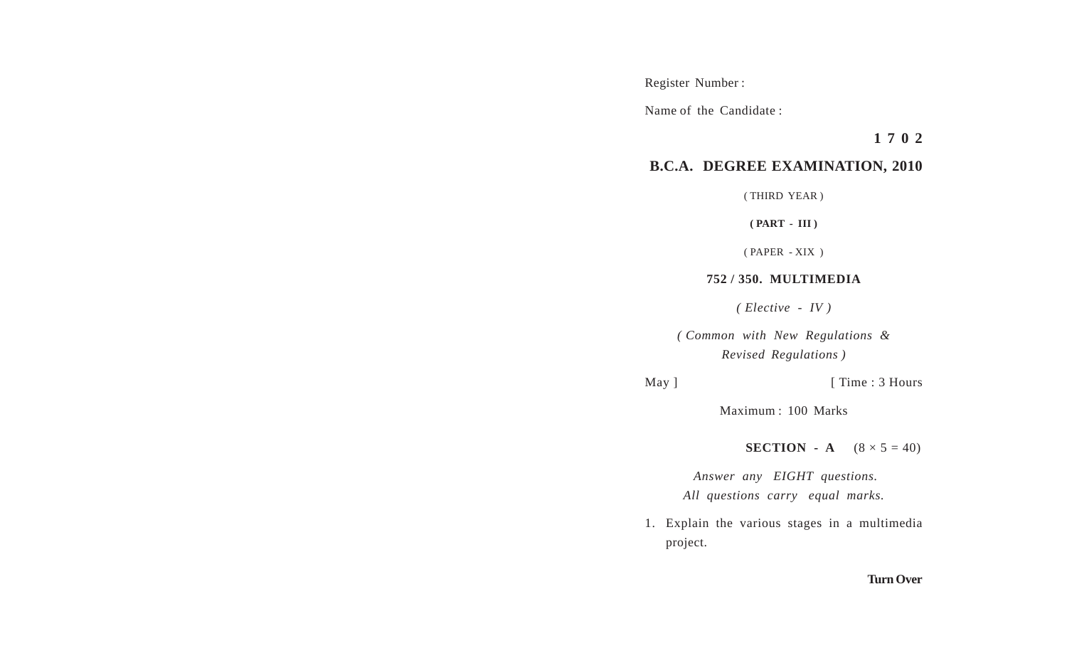Register Number :

Name of the Candidate :

**1 7 0 2**

## B.C.A. DEGREE EXAMINATION, 2010

( THIRD YEAR )

**( PART - III )**

( PAPER - XIX )

**752 / 350. MULTIMEDIA**

*( Elective - IV )*

*( Common with New Regulations & Revised Regulations )*

May ] [ Time : 3 Hours

Maximum : 100 Marks

**SECTION - A** $(8 \times 5 = 40)$

*Answer any EIGHT questions.*
*All questions carry equal marks.*

1. Explain the various stages in a multimedia project.

**Turn Over**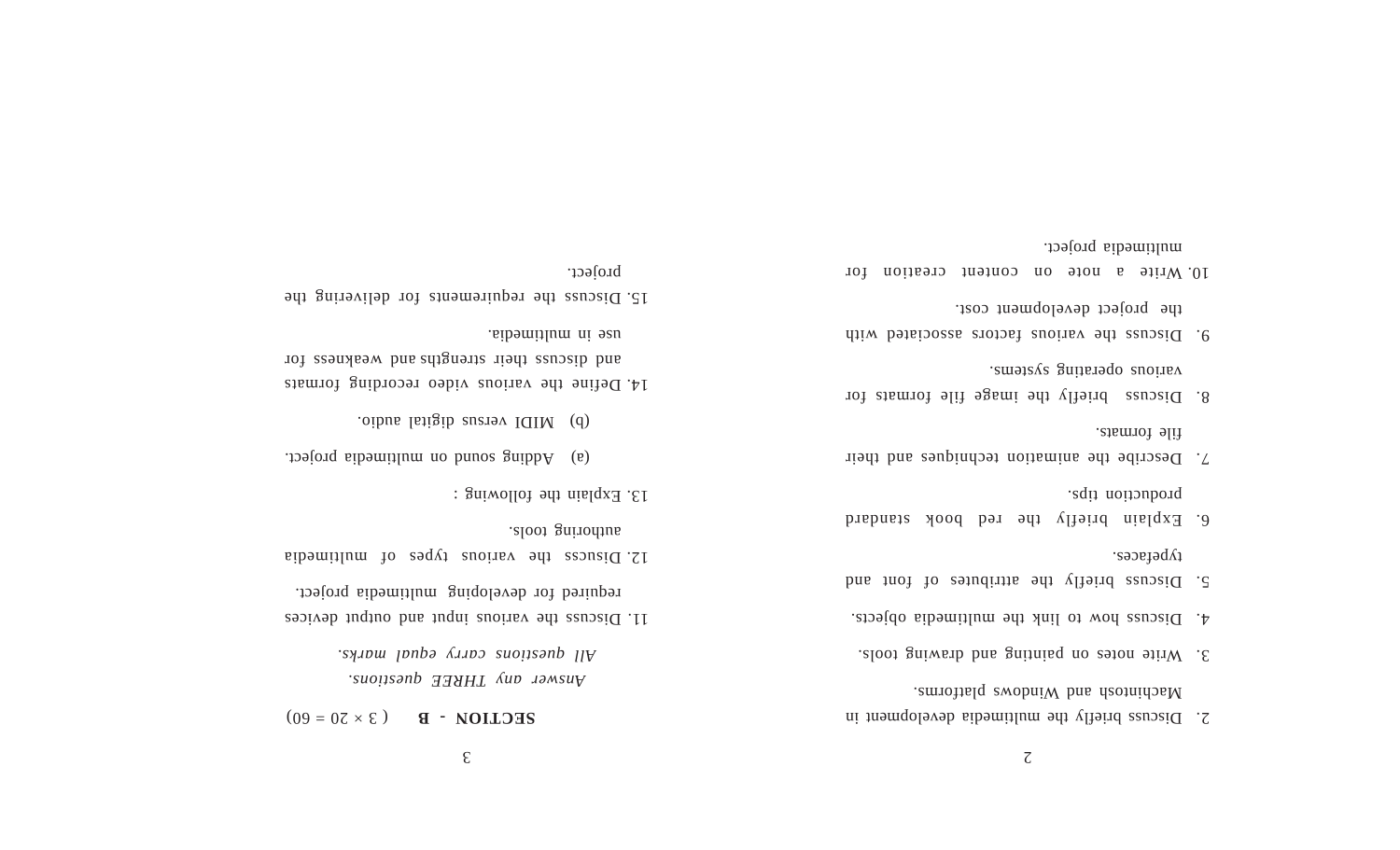2. Discuss briefly the multimedia development in Machintosh and Windows platforms.

3. Write notes on painting and drawing tools.

4. Discuss how to link the multimedia objects.

5. Discuss briefly the attributes of font and typefaces.

6. Explain briefly the red book standard production tips.

7. Describe the animation techniques and their file formats.

8. Discuss briefly the image file formats for various operating systems.

9. Discuss the various factors associated with the project development cost.

10. Write a note on content creation for multimedia project.

**SECTION - B** (3 × 20 = 60)

*Answer any THREE questions.*

*All questions carry equal marks.*

11. Discuss the various input and output devices required for developing multimedia project.

12. Discuss the various types of multimedia authoring tools.

13. Explain the following :

    (a) Adding sound on multimedia project.

    (b) MIDI versus digital audio.

14. Define the various video recording formats and discuss their strengths and weakness for use in multimedia.

15. Discuss the requirements for delivering the project.